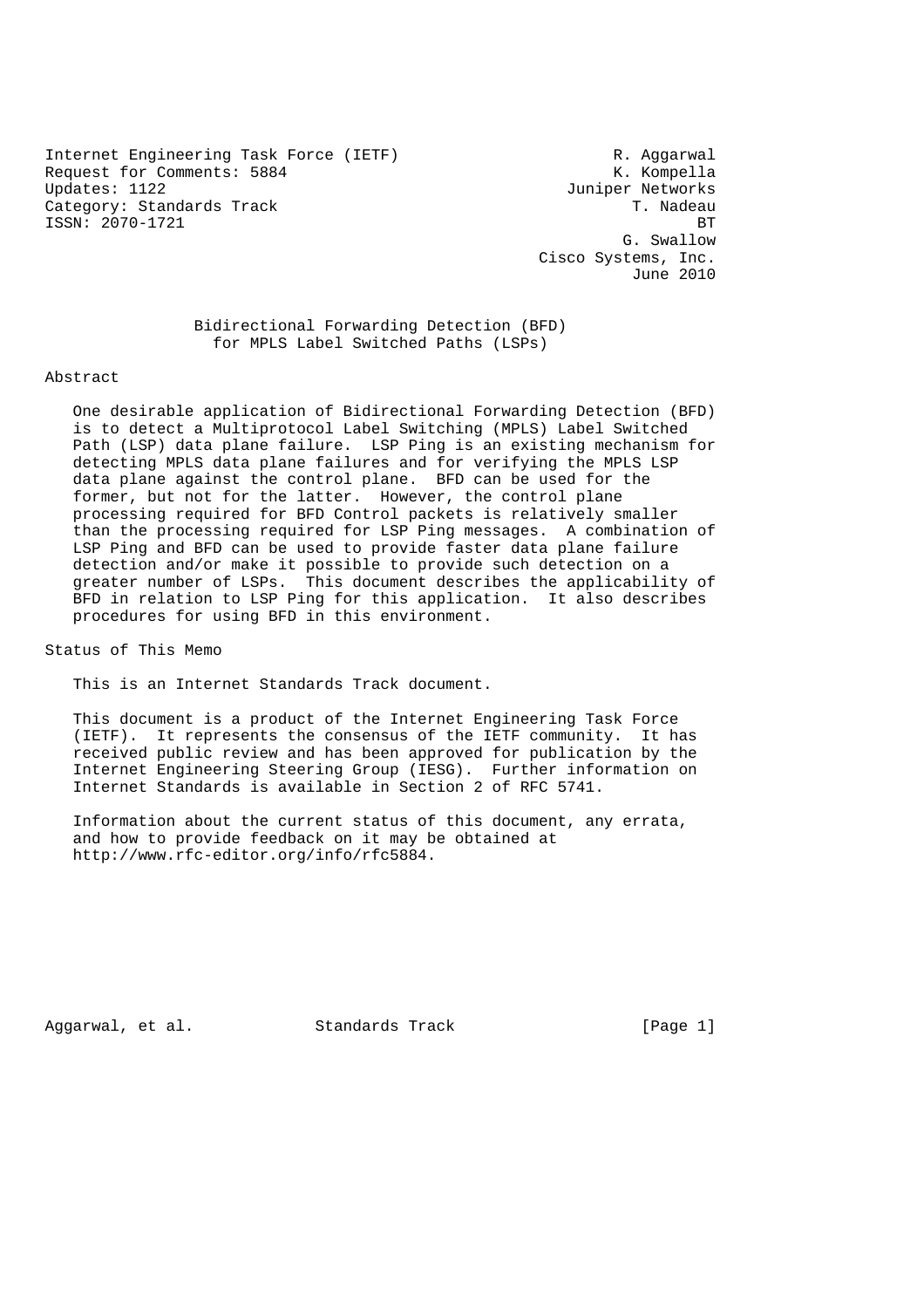Internet Engineering Task Force (IETF)
Request for Comments: 5884
Updates: 1122
Category: Standards Track
ISSN: 2070-1721

R. Aggarwal
K. Kompella
Juniper Networks
T. Nadeau
BT
G. Swallow
Cisco Systems, Inc.
June 2010

# Bidirectional Forwarding Detection (BFD) for MPLS Label Switched Paths (LSPs)

## Abstract

One desirable application of Bidirectional Forwarding Detection (BFD) is to detect a Multiprotocol Label Switching (MPLS) Label Switched Path (LSP) data plane failure. LSP Ping is an existing mechanism for detecting MPLS data plane failures and for verifying the MPLS LSP data plane against the control plane. BFD can be used for the former, but not for the latter. However, the control plane processing required for BFD Control packets is relatively smaller than the processing required for LSP Ping messages. A combination of LSP Ping and BFD can be used to provide faster data plane failure detection and/or make it possible to provide such detection on a greater number of LSPs. This document describes the applicability of BFD in relation to LSP Ping for this application. It also describes procedures for using BFD in this environment.

## Status of This Memo

This is an Internet Standards Track document.

This document is a product of the Internet Engineering Task Force (IETF). It represents the consensus of the IETF community. It has received public review and has been approved for publication by the Internet Engineering Steering Group (IESG). Further information on Internet Standards is available in Section 2 of RFC 5741.

Information about the current status of this document, any errata, and how to provide feedback on it may be obtained at http://www.rfc-editor.org/info/rfc5884.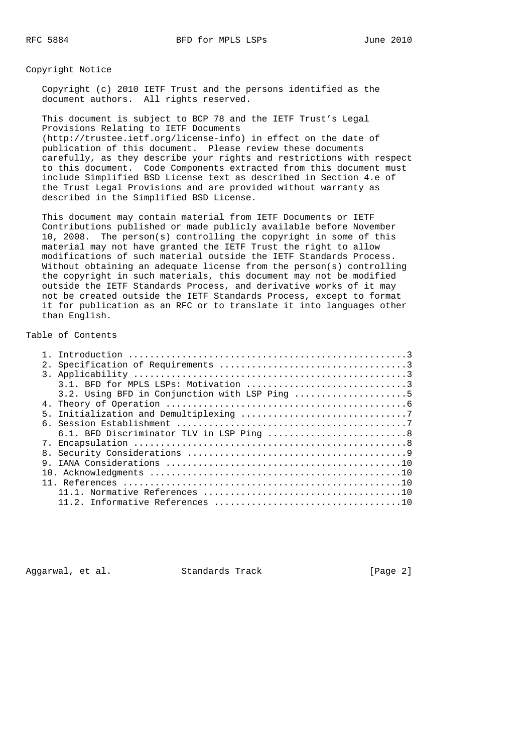## Copyright Notice

Copyright (c) 2010 IETF Trust and the persons identified as the document authors. All rights reserved.

This document is subject to BCP 78 and the IETF Trust's Legal Provisions Relating to IETF Documents (http://trustee.ietf.org/license-info) in effect on the date of publication of this document. Please review these documents carefully, as they describe your rights and restrictions with respect to this document. Code Components extracted from this document must include Simplified BSD License text as described in Section 4.e of the Trust Legal Provisions and are provided without warranty as described in the Simplified BSD License.

This document may contain material from IETF Documents or IETF Contributions published or made publicly available before November 10, 2008. The person(s) controlling the copyright in some of this material may not have granted the IETF Trust the right to allow modifications of such material outside the IETF Standards Process. Without obtaining an adequate license from the person(s) controlling the copyright in such materials, this document may not be modified outside the IETF Standards Process, and derivative works of it may not be created outside the IETF Standards Process, except to format it for publication as an RFC or to translate it into languages other than English.

## Table of Contents

```
   1. Introduction ....................................................3
   2. Specification of Requirements ...................................3
   3. Applicability ...................................................3
      3.1. BFD for MPLS LSPs: Motivation ..............................3
      3.2. Using BFD in Conjunction with LSP Ping .....................5
   4. Theory of Operation .............................................6
   5. Initialization and Demultiplexing ...............................7
   6. Session Establishment ...........................................7
      6.1. BFD Discriminator TLV in LSP Ping ..........................8
   7. Encapsulation ...................................................8
   8. Security Considerations .........................................9
   9. IANA Considerations ............................................10
   10. Acknowledgments ...............................................10
   11. References ....................................................10
      11.1. Normative References .....................................10
      11.2. Informative References ...................................10
```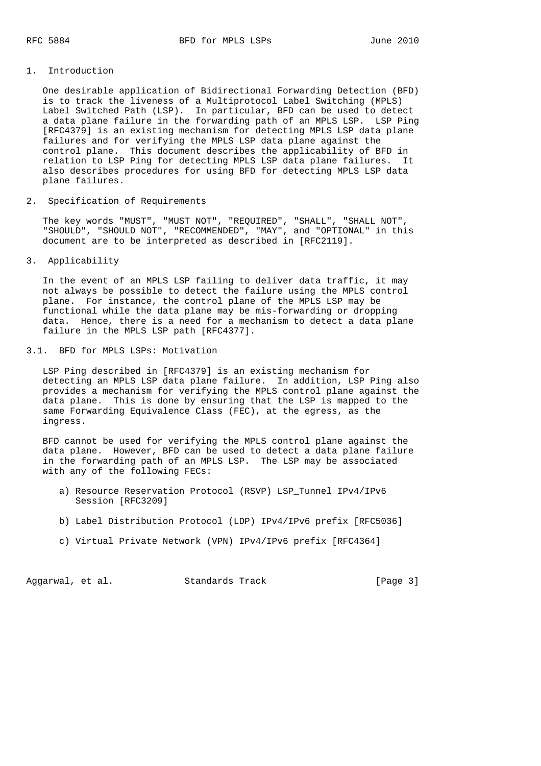## 1. Introduction

One desirable application of Bidirectional Forwarding Detection (BFD) is to track the liveness of a Multiprotocol Label Switching (MPLS) Label Switched Path (LSP). In particular, BFD can be used to detect a data plane failure in the forwarding path of an MPLS LSP. LSP Ping [RFC4379] is an existing mechanism for detecting MPLS LSP data plane failures and for verifying the MPLS LSP data plane against the control plane. This document describes the applicability of BFD in relation to LSP Ping for detecting MPLS LSP data plane failures. It also describes procedures for using BFD for detecting MPLS LSP data plane failures.

## 2. Specification of Requirements

The key words "MUST", "MUST NOT", "REQUIRED", "SHALL", "SHALL NOT", "SHOULD", "SHOULD NOT", "RECOMMENDED", "MAY", and "OPTIONAL" in this document are to be interpreted as described in [RFC2119].

## 3. Applicability

In the event of an MPLS LSP failing to deliver data traffic, it may not always be possible to detect the failure using the MPLS control plane. For instance, the control plane of the MPLS LSP may be functional while the data plane may be mis-forwarding or dropping data. Hence, there is a need for a mechanism to detect a data plane failure in the MPLS LSP path [RFC4377].

### 3.1. BFD for MPLS LSPs: Motivation

LSP Ping described in [RFC4379] is an existing mechanism for detecting an MPLS LSP data plane failure. In addition, LSP Ping also provides a mechanism for verifying the MPLS control plane against the data plane. This is done by ensuring that the LSP is mapped to the same Forwarding Equivalence Class (FEC), at the egress, as the ingress.

BFD cannot be used for verifying the MPLS control plane against the data plane. However, BFD can be used to detect a data plane failure in the forwarding path of an MPLS LSP. The LSP may be associated with any of the following FECs:

a) Resource Reservation Protocol (RSVP) LSP_Tunnel IPv4/IPv6 Session [RFC3209]

b) Label Distribution Protocol (LDP) IPv4/IPv6 prefix [RFC5036]

c) Virtual Private Network (VPN) IPv4/IPv6 prefix [RFC4364]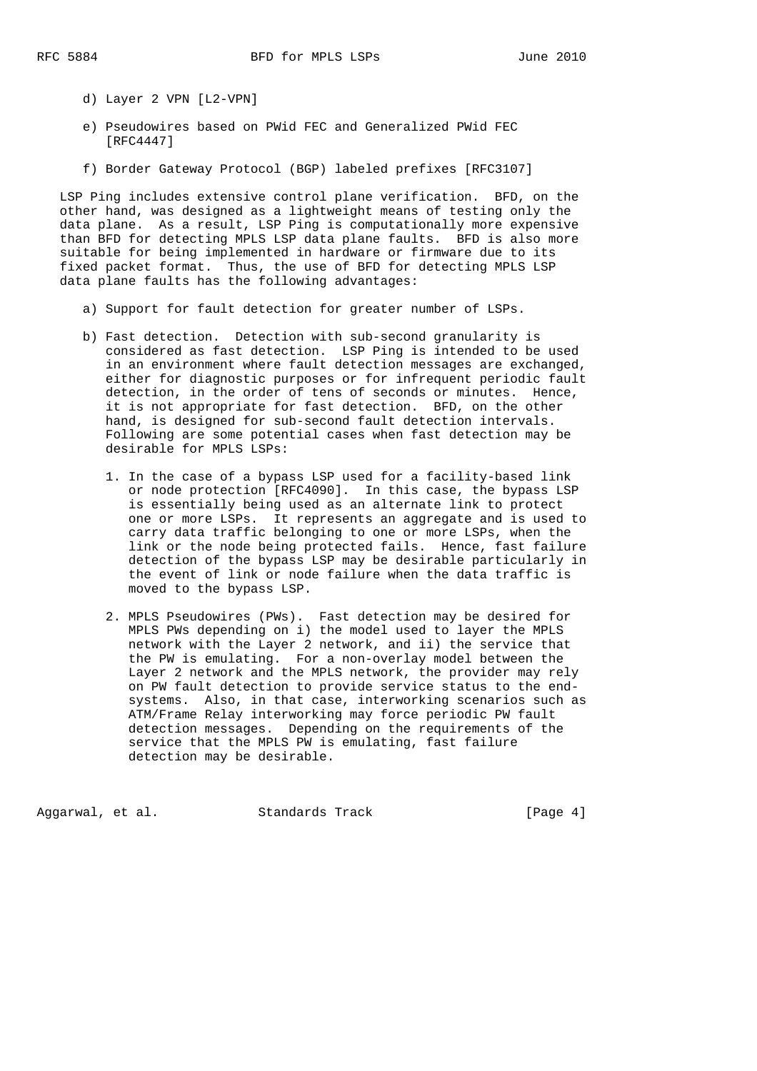d) Layer 2 VPN [L2-VPN]

e) Pseudowires based on PWid FEC and Generalized PWid FEC [RFC4447]

f) Border Gateway Protocol (BGP) labeled prefixes [RFC3107]

LSP Ping includes extensive control plane verification. BFD, on the other hand, was designed as a lightweight means of testing only the data plane. As a result, LSP Ping is computationally more expensive than BFD for detecting MPLS LSP data plane faults. BFD is also more suitable for being implemented in hardware or firmware due to its fixed packet format. Thus, the use of BFD for detecting MPLS LSP data plane faults has the following advantages:

a) Support for fault detection for greater number of LSPs.

b) Fast detection. Detection with sub-second granularity is considered as fast detection. LSP Ping is intended to be used in an environment where fault detection messages are exchanged, either for diagnostic purposes or for infrequent periodic fault detection, in the order of tens of seconds or minutes. Hence, it is not appropriate for fast detection. BFD, on the other hand, is designed for sub-second fault detection intervals. Following are some potential cases when fast detection may be desirable for MPLS LSPs:

   1. In the case of a bypass LSP used for a facility-based link or node protection [RFC4090]. In this case, the bypass LSP is essentially being used as an alternate link to protect one or more LSPs. It represents an aggregate and is used to carry data traffic belonging to one or more LSPs, when the link or the node being protected fails. Hence, fast failure detection of the bypass LSP may be desirable particularly in the event of link or node failure when the data traffic is moved to the bypass LSP.

   2. MPLS Pseudowires (PWs). Fast detection may be desired for MPLS PWs depending on i) the model used to layer the MPLS network with the Layer 2 network, and ii) the service that the PW is emulating. For a non-overlay model between the Layer 2 network and the MPLS network, the provider may rely on PW fault detection to provide service status to the end-systems. Also, in that case, interworking scenarios such as ATM/Frame Relay interworking may force periodic PW fault detection messages. Depending on the requirements of the service that the MPLS PW is emulating, fast failure detection may be desirable.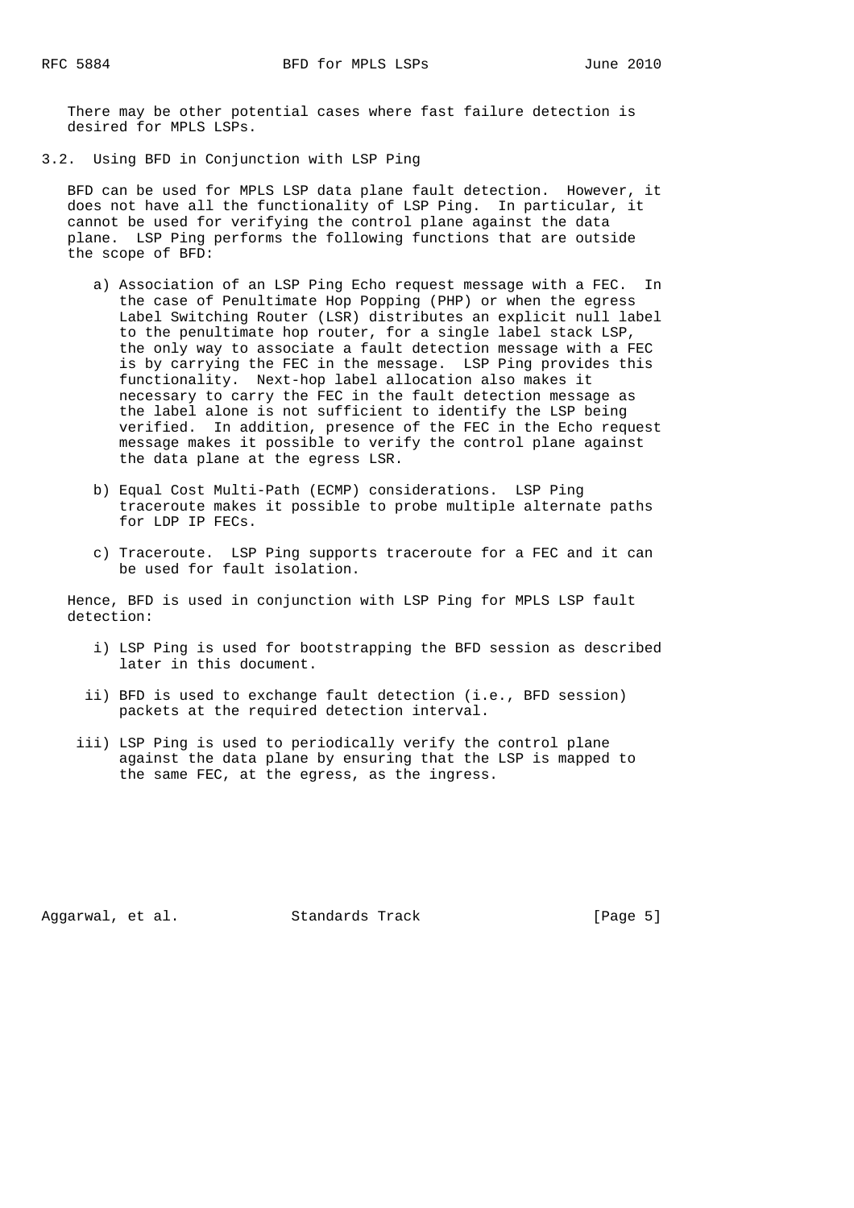There may be other potential cases where fast failure detection is desired for MPLS LSPs.

## 3.2. Using BFD in Conjunction with LSP Ping

BFD can be used for MPLS LSP data plane fault detection. However, it does not have all the functionality of LSP Ping. In particular, it cannot be used for verifying the control plane against the data plane. LSP Ping performs the following functions that are outside the scope of BFD:

a) Association of an LSP Ping Echo request message with a FEC. In the case of Penultimate Hop Popping (PHP) or when the egress Label Switching Router (LSR) distributes an explicit null label to the penultimate hop router, for a single label stack LSP, the only way to associate a fault detection message with a FEC is by carrying the FEC in the message. LSP Ping provides this functionality. Next-hop label allocation also makes it necessary to carry the FEC in the fault detection message as the label alone is not sufficient to identify the LSP being verified. In addition, presence of the FEC in the Echo request message makes it possible to verify the control plane against the data plane at the egress LSR.

b) Equal Cost Multi-Path (ECMP) considerations. LSP Ping traceroute makes it possible to probe multiple alternate paths for LDP IP FECs.

c) Traceroute. LSP Ping supports traceroute for a FEC and it can be used for fault isolation.

Hence, BFD is used in conjunction with LSP Ping for MPLS LSP fault detection:

i) LSP Ping is used for bootstrapping the BFD session as described later in this document.

ii) BFD is used to exchange fault detection (i.e., BFD session) packets at the required detection interval.

iii) LSP Ping is used to periodically verify the control plane against the data plane by ensuring that the LSP is mapped to the same FEC, at the egress, as the ingress.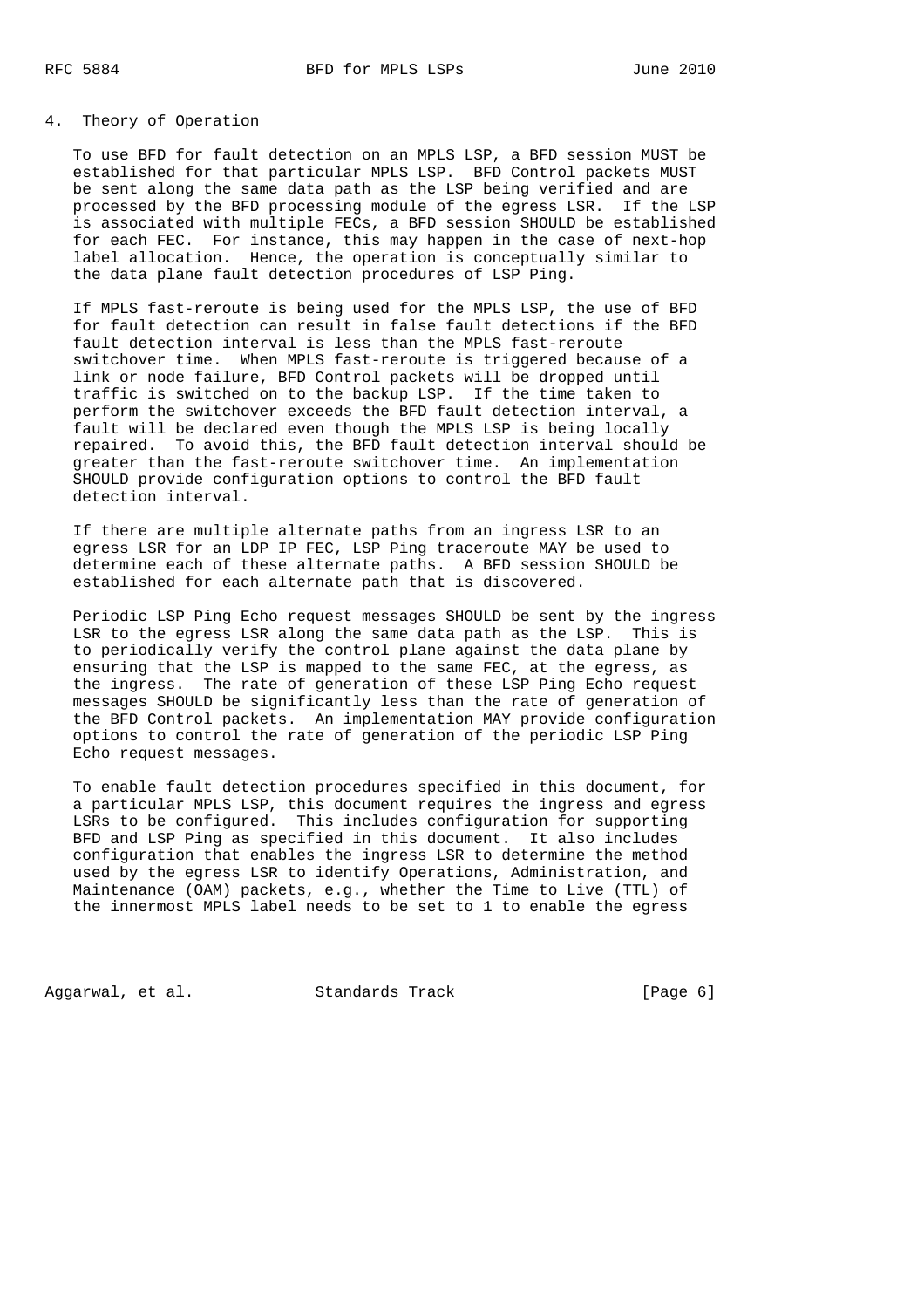## 4. Theory of Operation

To use BFD for fault detection on an MPLS LSP, a BFD session MUST be established for that particular MPLS LSP. BFD Control packets MUST be sent along the same data path as the LSP being verified and are processed by the BFD processing module of the egress LSR. If the LSP is associated with multiple FECs, a BFD session SHOULD be established for each FEC. For instance, this may happen in the case of next-hop label allocation. Hence, the operation is conceptually similar to the data plane fault detection procedures of LSP Ping.

If MPLS fast-reroute is being used for the MPLS LSP, the use of BFD for fault detection can result in false fault detections if the BFD fault detection interval is less than the MPLS fast-reroute switchover time. When MPLS fast-reroute is triggered because of a link or node failure, BFD Control packets will be dropped until traffic is switched on to the backup LSP. If the time taken to perform the switchover exceeds the BFD fault detection interval, a fault will be declared even though the MPLS LSP is being locally repaired. To avoid this, the BFD fault detection interval should be greater than the fast-reroute switchover time. An implementation SHOULD provide configuration options to control the BFD fault detection interval.

If there are multiple alternate paths from an ingress LSR to an egress LSR for an LDP IP FEC, LSP Ping traceroute MAY be used to determine each of these alternate paths. A BFD session SHOULD be established for each alternate path that is discovered.

Periodic LSP Ping Echo request messages SHOULD be sent by the ingress LSR to the egress LSR along the same data path as the LSP. This is to periodically verify the control plane against the data plane by ensuring that the LSP is mapped to the same FEC, at the egress, as the ingress. The rate of generation of these LSP Ping Echo request messages SHOULD be significantly less than the rate of generation of the BFD Control packets. An implementation MAY provide configuration options to control the rate of generation of the periodic LSP Ping Echo request messages.

To enable fault detection procedures specified in this document, for a particular MPLS LSP, this document requires the ingress and egress LSRs to be configured. This includes configuration for supporting BFD and LSP Ping as specified in this document. It also includes configuration that enables the ingress LSR to determine the method used by the egress LSR to identify Operations, Administration, and Maintenance (OAM) packets, e.g., whether the Time to Live (TTL) of the innermost MPLS label needs to be set to 1 to enable the egress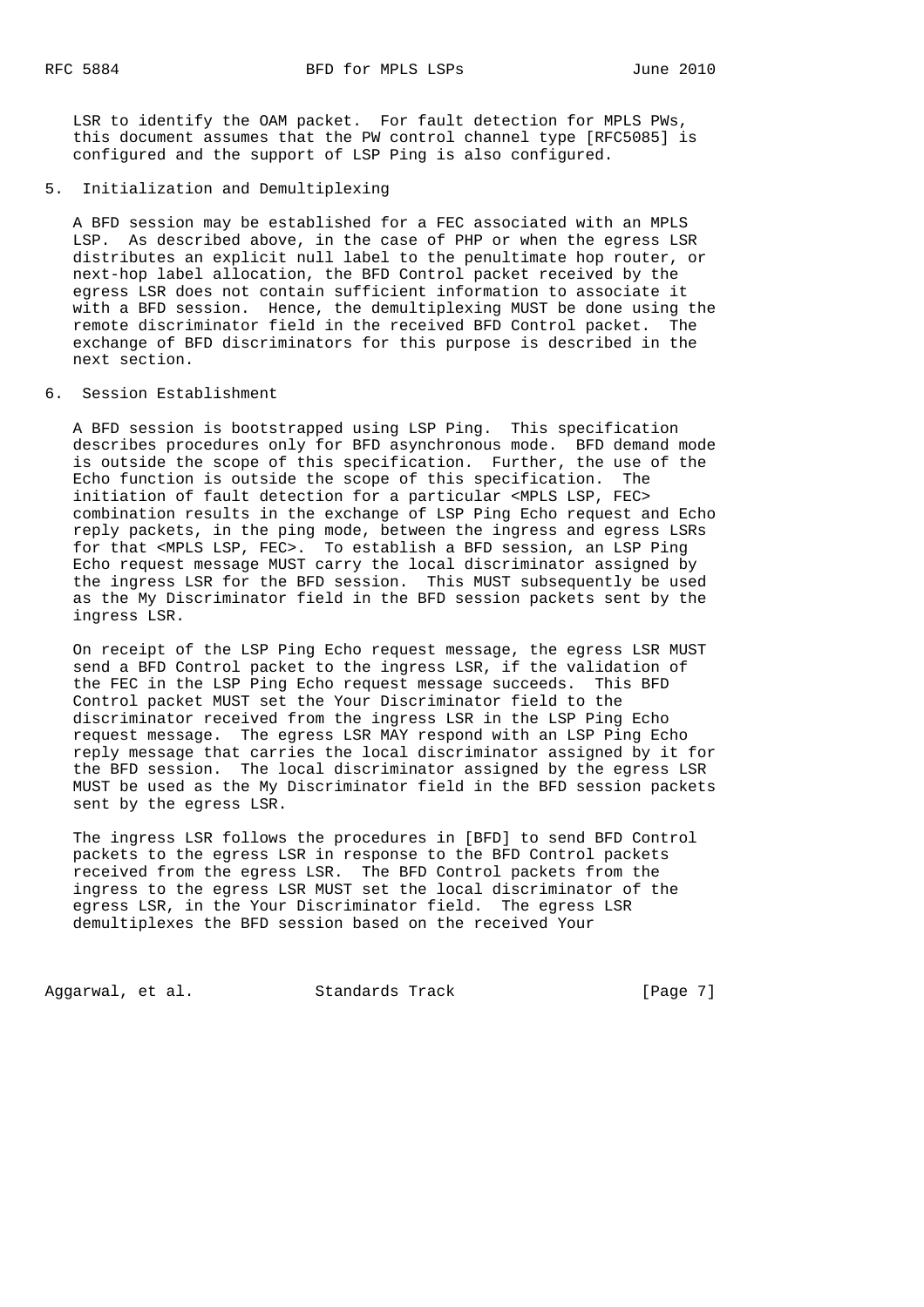LSR to identify the OAM packet. For fault detection for MPLS PWs, this document assumes that the PW control channel type [RFC5085] is configured and the support of LSP Ping is also configured.

## 5. Initialization and Demultiplexing

A BFD session may be established for a FEC associated with an MPLS LSP. As described above, in the case of PHP or when the egress LSR distributes an explicit null label to the penultimate hop router, or next-hop label allocation, the BFD Control packet received by the egress LSR does not contain sufficient information to associate it with a BFD session. Hence, the demultiplexing MUST be done using the remote discriminator field in the received BFD Control packet. The exchange of BFD discriminators for this purpose is described in the next section.

## 6. Session Establishment

A BFD session is bootstrapped using LSP Ping. This specification describes procedures only for BFD asynchronous mode. BFD demand mode is outside the scope of this specification. Further, the use of the Echo function is outside the scope of this specification. The initiation of fault detection for a particular <MPLS LSP, FEC> combination results in the exchange of LSP Ping Echo request and Echo reply packets, in the ping mode, between the ingress and egress LSRs for that <MPLS LSP, FEC>. To establish a BFD session, an LSP Ping Echo request message MUST carry the local discriminator assigned by the ingress LSR for the BFD session. This MUST subsequently be used as the My Discriminator field in the BFD session packets sent by the ingress LSR.

On receipt of the LSP Ping Echo request message, the egress LSR MUST send a BFD Control packet to the ingress LSR, if the validation of the FEC in the LSP Ping Echo request message succeeds. This BFD Control packet MUST set the Your Discriminator field to the discriminator received from the ingress LSR in the LSP Ping Echo request message. The egress LSR MAY respond with an LSP Ping Echo reply message that carries the local discriminator assigned by it for the BFD session. The local discriminator assigned by the egress LSR MUST be used as the My Discriminator field in the BFD session packets sent by the egress LSR.

The ingress LSR follows the procedures in [BFD] to send BFD Control packets to the egress LSR in response to the BFD Control packets received from the egress LSR. The BFD Control packets from the ingress to the egress LSR MUST set the local discriminator of the egress LSR, in the Your Discriminator field. The egress LSR demultiplexes the BFD session based on the received Your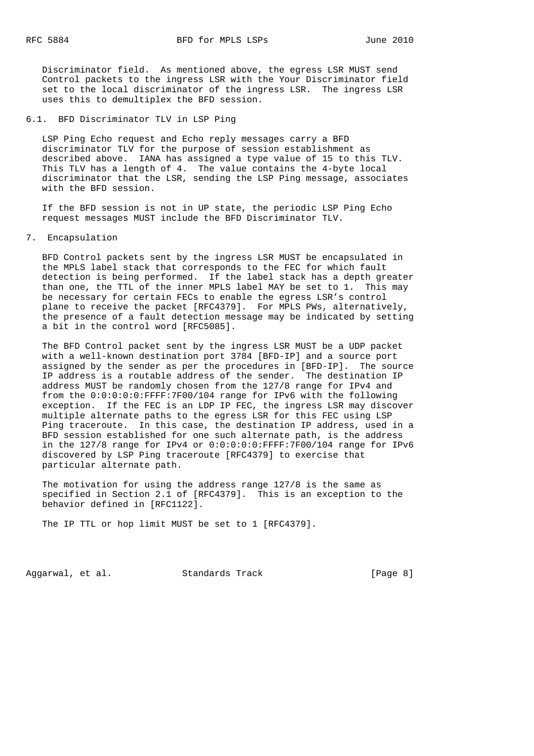Discriminator field. As mentioned above, the egress LSR MUST send Control packets to the ingress LSR with the Your Discriminator field set to the local discriminator of the ingress LSR. The ingress LSR uses this to demultiplex the BFD session.

### 6.1. BFD Discriminator TLV in LSP Ping

LSP Ping Echo request and Echo reply messages carry a BFD discriminator TLV for the purpose of session establishment as described above. IANA has assigned a type value of 15 to this TLV. This TLV has a length of 4. The value contains the 4-byte local discriminator that the LSR, sending the LSP Ping message, associates with the BFD session.

If the BFD session is not in UP state, the periodic LSP Ping Echo request messages MUST include the BFD Discriminator TLV.

## 7. Encapsulation

BFD Control packets sent by the ingress LSR MUST be encapsulated in the MPLS label stack that corresponds to the FEC for which fault detection is being performed. If the label stack has a depth greater than one, the TTL of the inner MPLS label MAY be set to 1. This may be necessary for certain FECs to enable the egress LSR's control plane to receive the packet [RFC4379]. For MPLS PWs, alternatively, the presence of a fault detection message may be indicated by setting a bit in the control word [RFC5085].

The BFD Control packet sent by the ingress LSR MUST be a UDP packet with a well-known destination port 3784 [BFD-IP] and a source port assigned by the sender as per the procedures in [BFD-IP]. The source IP address is a routable address of the sender. The destination IP address MUST be randomly chosen from the 127/8 range for IPv4 and from the 0:0:0:0:0:FFFF:7F00/104 range for IPv6 with the following exception. If the FEC is an LDP IP FEC, the ingress LSR may discover multiple alternate paths to the egress LSR for this FEC using LSP Ping traceroute. In this case, the destination IP address, used in a BFD session established for one such alternate path, is the address in the 127/8 range for IPv4 or 0:0:0:0:0:FFFF:7F00/104 range for IPv6 discovered by LSP Ping traceroute [RFC4379] to exercise that particular alternate path.

The motivation for using the address range 127/8 is the same as specified in Section 2.1 of [RFC4379]. This is an exception to the behavior defined in [RFC1122].

The IP TTL or hop limit MUST be set to 1 [RFC4379].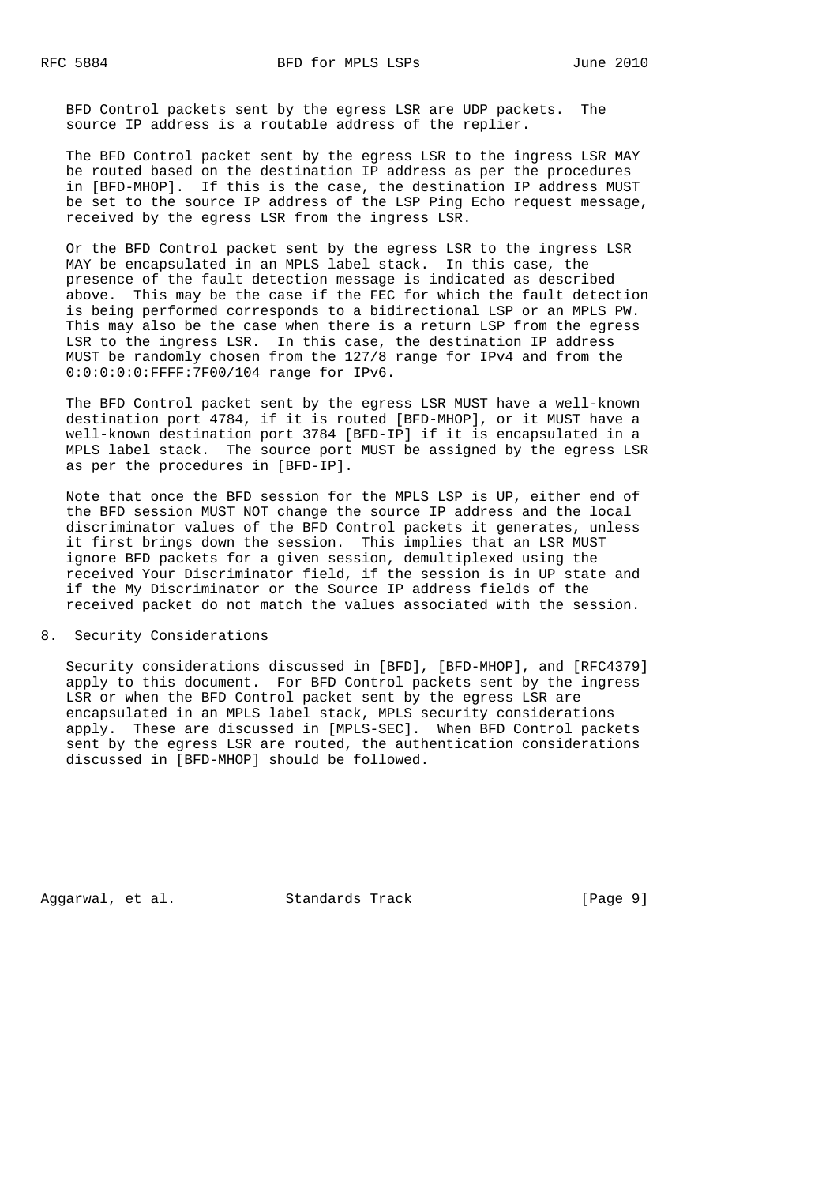BFD Control packets sent by the egress LSR are UDP packets. The source IP address is a routable address of the replier.

The BFD Control packet sent by the egress LSR to the ingress LSR MAY be routed based on the destination IP address as per the procedures in [BFD-MHOP]. If this is the case, the destination IP address MUST be set to the source IP address of the LSP Ping Echo request message, received by the egress LSR from the ingress LSR.

Or the BFD Control packet sent by the egress LSR to the ingress LSR MAY be encapsulated in an MPLS label stack. In this case, the presence of the fault detection message is indicated as described above. This may be the case if the FEC for which the fault detection is being performed corresponds to a bidirectional LSP or an MPLS PW. This may also be the case when there is a return LSP from the egress LSR to the ingress LSR. In this case, the destination IP address MUST be randomly chosen from the 127/8 range for IPv4 and from the 0:0:0:0:0:FFFF:7F00/104 range for IPv6.

The BFD Control packet sent by the egress LSR MUST have a well-known destination port 4784, if it is routed [BFD-MHOP], or it MUST have a well-known destination port 3784 [BFD-IP] if it is encapsulated in a MPLS label stack. The source port MUST be assigned by the egress LSR as per the procedures in [BFD-IP].

Note that once the BFD session for the MPLS LSP is UP, either end of the BFD session MUST NOT change the source IP address and the local discriminator values of the BFD Control packets it generates, unless it first brings down the session. This implies that an LSR MUST ignore BFD packets for a given session, demultiplexed using the received Your Discriminator field, if the session is in UP state and if the My Discriminator or the Source IP address fields of the received packet do not match the values associated with the session.

## 8. Security Considerations

Security considerations discussed in [BFD], [BFD-MHOP], and [RFC4379] apply to this document. For BFD Control packets sent by the ingress LSR or when the BFD Control packet sent by the egress LSR are encapsulated in an MPLS label stack, MPLS security considerations apply. These are discussed in [MPLS-SEC]. When BFD Control packets sent by the egress LSR are routed, the authentication considerations discussed in [BFD-MHOP] should be followed.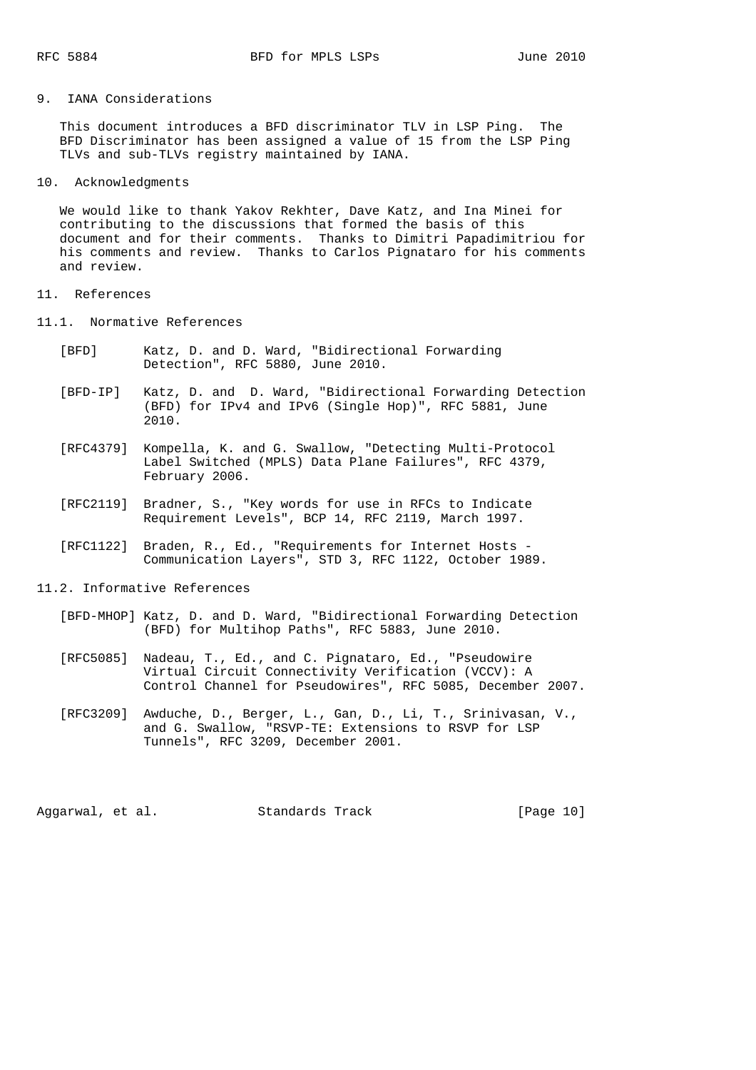## 9. IANA Considerations

This document introduces a BFD discriminator TLV in LSP Ping. The BFD Discriminator has been assigned a value of 15 from the LSP Ping TLVs and sub-TLVs registry maintained by IANA.

## 10. Acknowledgments

We would like to thank Yakov Rekhter, Dave Katz, and Ina Minei for contributing to the discussions that formed the basis of this document and for their comments. Thanks to Dimitri Papadimitriou for his comments and review. Thanks to Carlos Pignataro for his comments and review.

## 11. References

### 11.1. Normative References

[BFD] Katz, D. and D. Ward, "Bidirectional Forwarding Detection", RFC 5880, June 2010.

[BFD-IP] Katz, D. and D. Ward, "Bidirectional Forwarding Detection (BFD) for IPv4 and IPv6 (Single Hop)", RFC 5881, June 2010.

[RFC4379] Kompella, K. and G. Swallow, "Detecting Multi-Protocol Label Switched (MPLS) Data Plane Failures", RFC 4379, February 2006.

[RFC2119] Bradner, S., "Key words for use in RFCs to Indicate Requirement Levels", BCP 14, RFC 2119, March 1997.

[RFC1122] Braden, R., Ed., "Requirements for Internet Hosts - Communication Layers", STD 3, RFC 1122, October 1989.

### 11.2. Informative References

[BFD-MHOP] Katz, D. and D. Ward, "Bidirectional Forwarding Detection (BFD) for Multihop Paths", RFC 5883, June 2010.

[RFC5085] Nadeau, T., Ed., and C. Pignataro, Ed., "Pseudowire Virtual Circuit Connectivity Verification (VCCV): A Control Channel for Pseudowires", RFC 5085, December 2007.

[RFC3209] Awduche, D., Berger, L., Gan, D., Li, T., Srinivasan, V., and G. Swallow, "RSVP-TE: Extensions to RSVP for LSP Tunnels", RFC 3209, December 2001.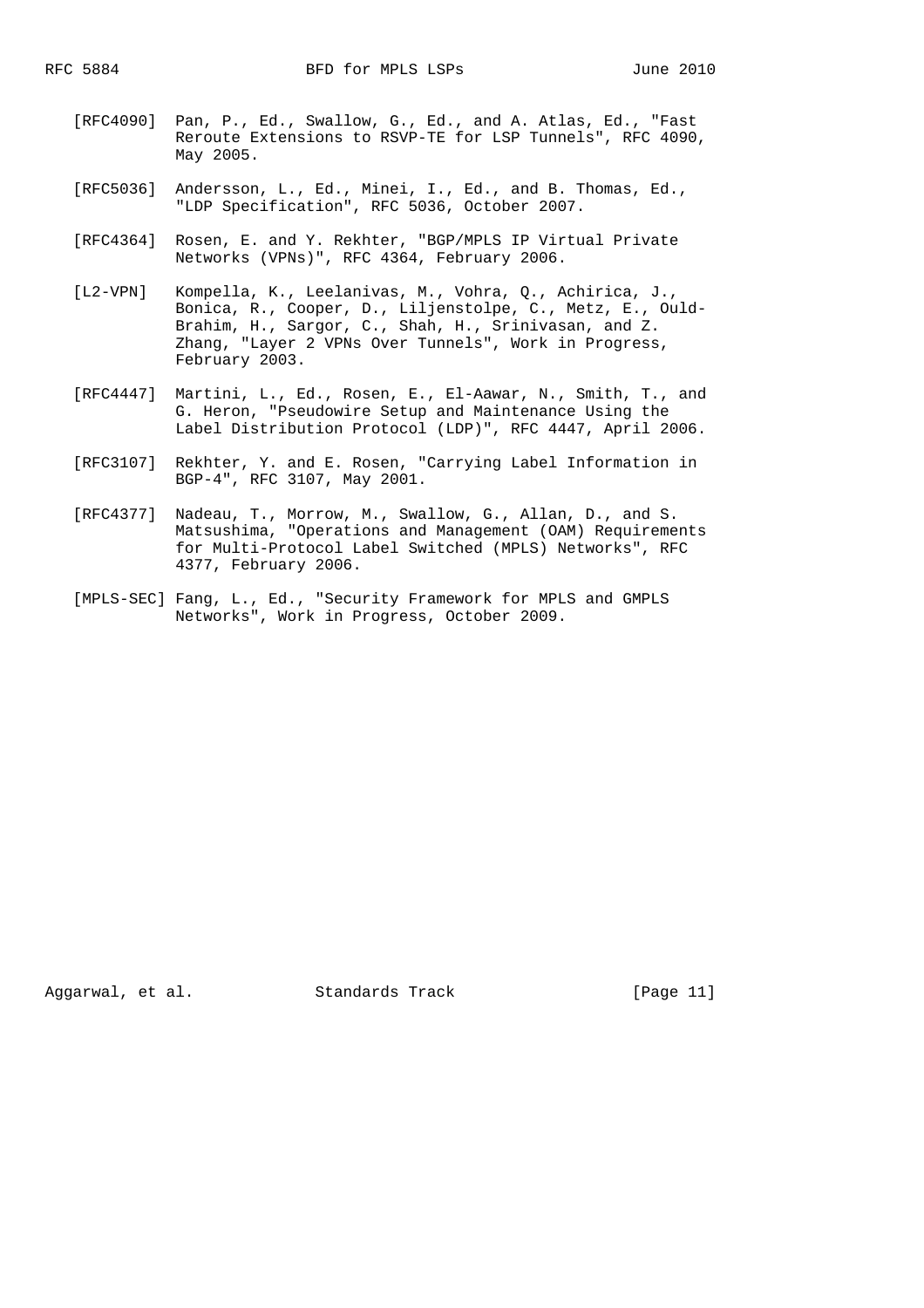[RFC4090] Pan, P., Ed., Swallow, G., Ed., and A. Atlas, Ed., "Fast Reroute Extensions to RSVP-TE for LSP Tunnels", RFC 4090, May 2005.

[RFC5036] Andersson, L., Ed., Minei, I., Ed., and B. Thomas, Ed., "LDP Specification", RFC 5036, October 2007.

[RFC4364] Rosen, E. and Y. Rekhter, "BGP/MPLS IP Virtual Private Networks (VPNs)", RFC 4364, February 2006.

[L2-VPN] Kompella, K., Leelanivas, M., Vohra, Q., Achirica, J., Bonica, R., Cooper, D., Liljenstolpe, C., Metz, E., Ould-Brahim, H., Sargor, C., Shah, H., Srinivasan, and Z. Zhang, "Layer 2 VPNs Over Tunnels", Work in Progress, February 2003.

[RFC4447] Martini, L., Ed., Rosen, E., El-Aawar, N., Smith, T., and G. Heron, "Pseudowire Setup and Maintenance Using the Label Distribution Protocol (LDP)", RFC 4447, April 2006.

[RFC3107] Rekhter, Y. and E. Rosen, "Carrying Label Information in BGP-4", RFC 3107, May 2001.

[RFC4377] Nadeau, T., Morrow, M., Swallow, G., Allan, D., and S. Matsushima, "Operations and Management (OAM) Requirements for Multi-Protocol Label Switched (MPLS) Networks", RFC 4377, February 2006.

[MPLS-SEC] Fang, L., Ed., "Security Framework for MPLS and GMPLS Networks", Work in Progress, October 2009.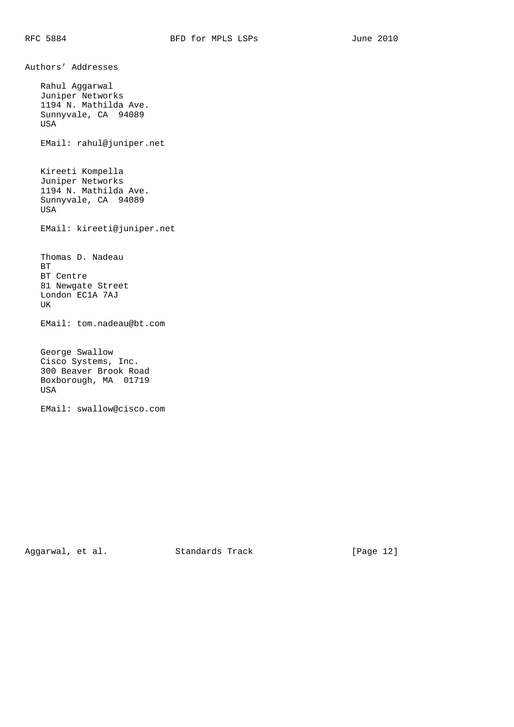## Authors' Addresses

Rahul Aggarwal
Juniper Networks
1194 N. Mathilda Ave.
Sunnyvale, CA 94089
USA

EMail: rahul@juniper.net

Kireeti Kompella
Juniper Networks
1194 N. Mathilda Ave.
Sunnyvale, CA 94089
USA

EMail: kireeti@juniper.net

Thomas D. Nadeau
BT
BT Centre
81 Newgate Street
London EC1A 7AJ
UK

EMail: tom.nadeau@bt.com

George Swallow
Cisco Systems, Inc.
300 Beaver Brook Road
Boxborough, MA 01719
USA

EMail: swallow@cisco.com